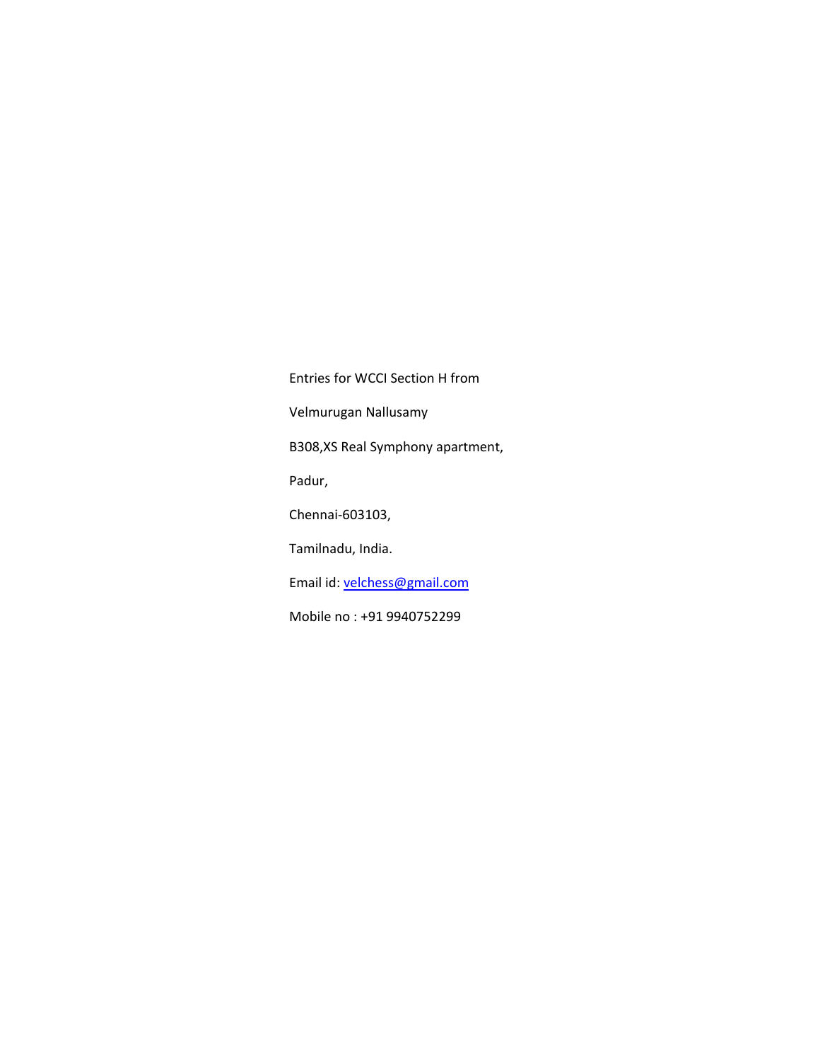Entries for WCCI Section H from

Velmurugan Nallusamy

B308,XS Real Symphony apartment,

Padur,

Chennai-603103,

Tamilnadu, India.

Email id: velchess@gmail.com

Mobile no : +91 9940752299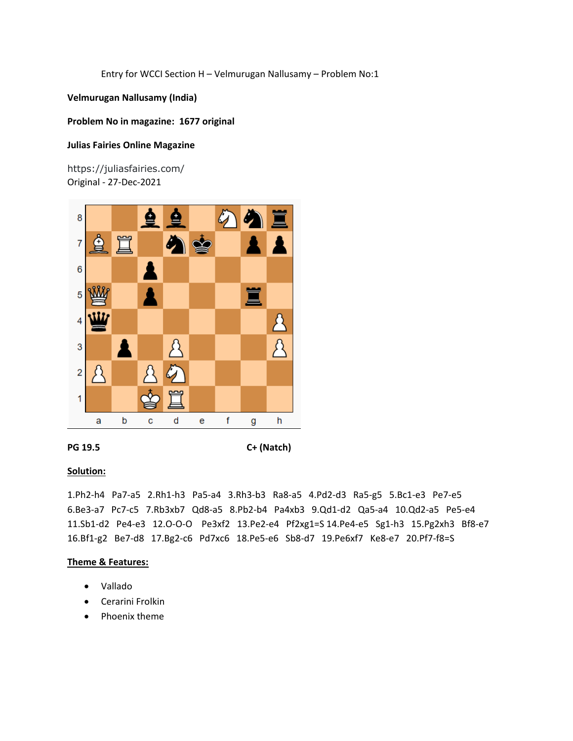Entry for WCCI Section H – Velmurugan Nallusamy – Problem No:1

**Velmurugan Nallusamy (India)**

**Problem No in magazine: 1677 original**

**Julias Fairies Online Magazine**

https://juliasfairies.com/
Original - 27-Dec-2021

**PG 19.5** **C+ (Natch)**

**Solution:**

1.Ph2-h4 Pa7-a5 2.Rh1-h3 Pa5-a4 3.Rh3-b3 Ra8-a5 4.Pd2-d3 Ra5-g5 5.Bc1-e3 Pe7-e5 6.Be3-a7 Pc7-c5 7.Rb3xb7 Qd8-a5 8.Pb2-b4 Pa4xb3 9.Qd1-d2 Qa5-a4 10.Qd2-a5 Pe5-e4 11.Sb1-d2 Pe4-e3 12.O-O-O Pe3xf2 13.Pe2-e4 Pf2xg1=S 14.Pe4-e5 Sg1-h3 15.Pg2xh3 Bf8-e7 16.Bf1-g2 Be7-d8 17.Bg2-c6 Pd7xc6 18.Pe5-e6 Sb8-d7 19.Pe6xf7 Ke8-e7 20.Pf7-f8=S

**Theme & Features:**

- Vallado
- Cerarini Frolkin
- Phoenix theme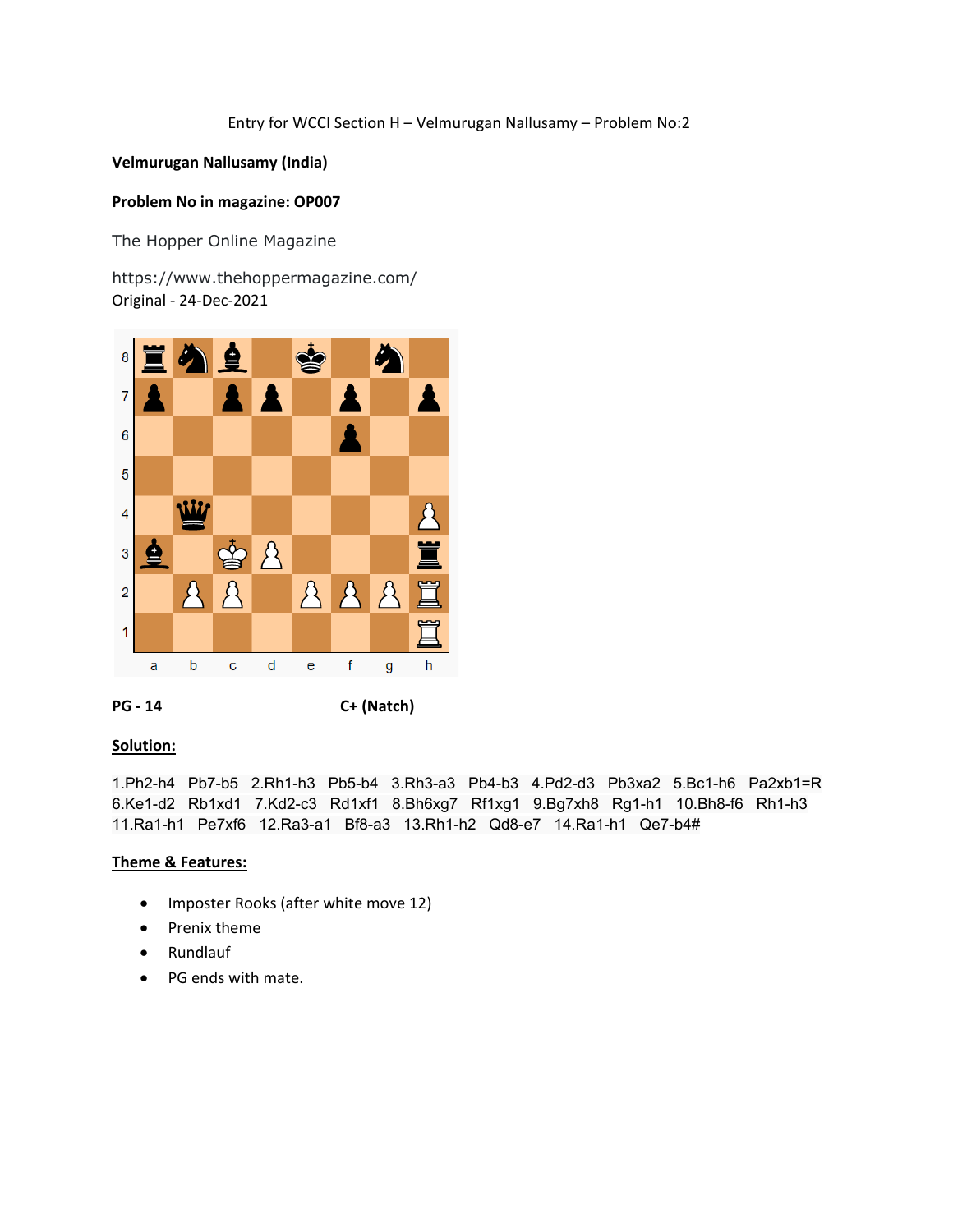Entry for WCCI Section H – Velmurugan Nallusamy – Problem No:2

**Velmurugan Nallusamy (India)**

**Problem No in magazine: OP007**

The Hopper Online Magazine

https://www.thehoppermagazine.com/
Original - 24-Dec-2021

**PG - 14** **C+ (Natch)**

**Solution:**

1.Ph2-h4 Pb7-b5 2.Rh1-h3 Pb5-b4 3.Rh3-a3 Pb4-b3 4.Pd2-d3 Pb3xa2 5.Bc1-h6 Pa2xb1=R 6.Ke1-d2 Rb1xd1 7.Kd2-c3 Rd1xf1 8.Bh6xg7 Rf1xg1 9.Bg7xh8 Rg1-h1 10.Bh8-f6 Rh1-h3 11.Ra1-h1 Pe7xf6 12.Ra3-a1 Bf8-a3 13.Rh1-h2 Qd8-e7 14.Ra1-h1 Qe7-b4#

**Theme & Features:**

- Imposter Rooks (after white move 12)
- Prenix theme
- Rundlauf
- PG ends with mate.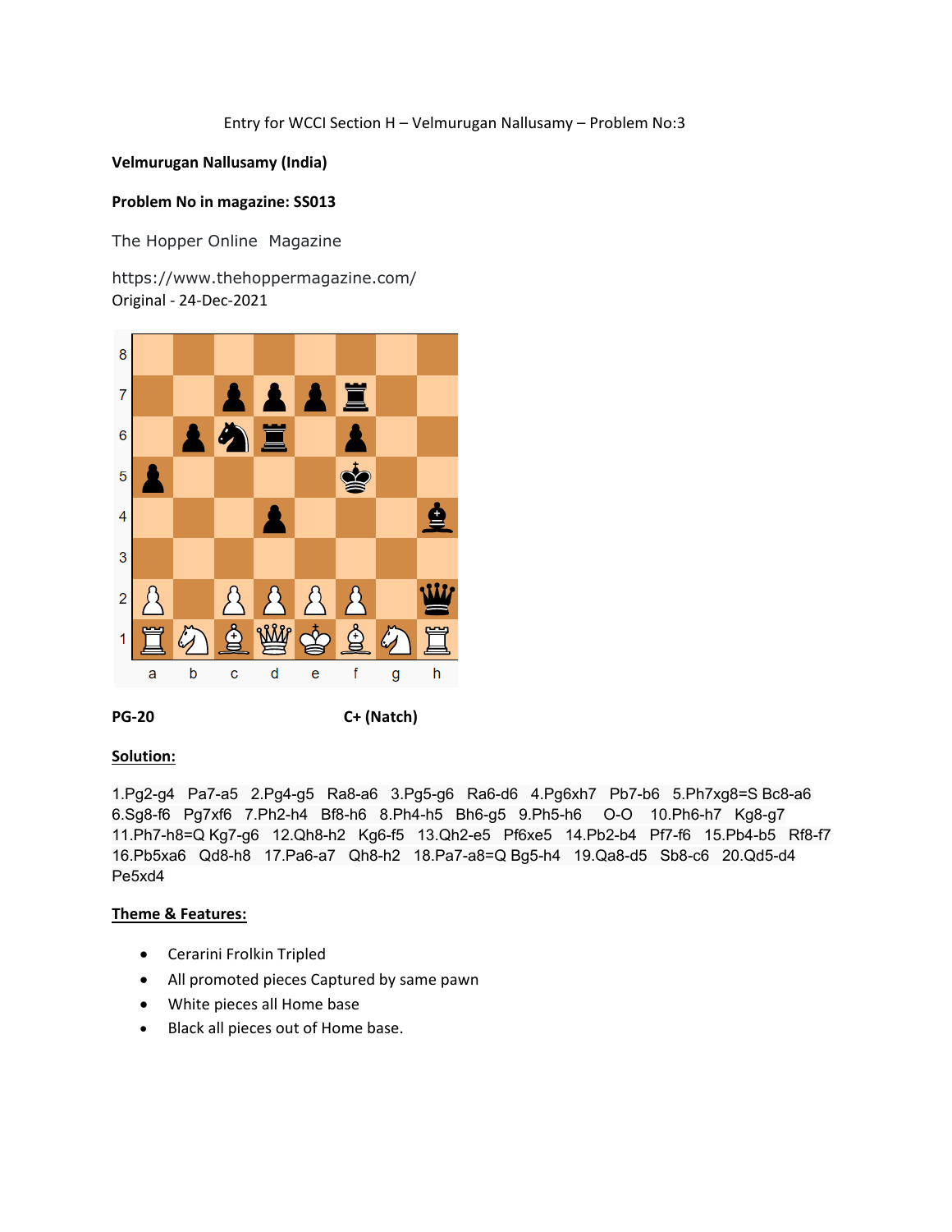Entry for WCCI Section H – Velmurugan Nallusamy – Problem No:3

**Velmurugan Nallusamy (India)**

**Problem No in magazine: SS013**

The Hopper Online Magazine

https://www.thehoppermagazine.com/
Original - 24-Dec-2021

**PG-20** C+ (Natch)

**Solution:**

1.Pg2-g4 Pa7-a5 2.Pg4-g5 Ra8-a6 3.Pg5-g6 Ra6-d6 4.Pg6xh7 Pb7-b6 5.Ph7xg8=S Bc8-a6 6.Sg8-f6 Pg7xf6 7.Ph2-h4 Bf8-h6 8.Ph4-h5 Bh6-g5 9.Ph5-h6 O-O 10.Ph6-h7 Kg8-g7 11.Ph7-h8=Q Kg7-g6 12.Qh8-h2 Kg6-f5 13.Qh2-e5 Pf6xe5 14.Pb2-b4 Pf7-f6 15.Pb4-b5 Rf8-f7 16.Pb5xa6 Qd8-h8 17.Pa6-a7 Qh8-h2 18.Pa7-a8=Q Bg5-h4 19.Qa8-d5 Sb8-c6 20.Qd5-d4 Pe5xd4

**Theme & Features:**

- Cerarini Frolkin Tripled
- All promoted pieces Captured by same pawn
- White pieces all Home base
- Black all pieces out of Home base.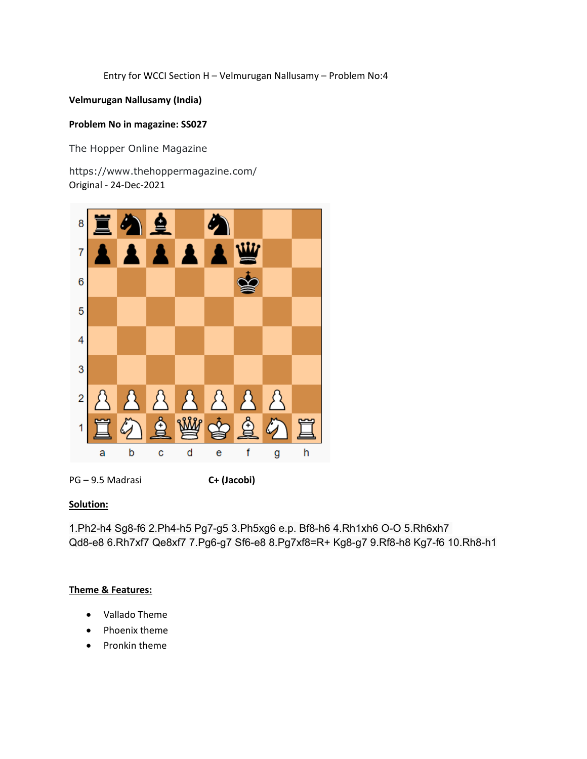Entry for WCCI Section H – Velmurugan Nallusamy – Problem No:4

**Velmurugan Nallusamy (India)**

**Problem No in magazine: SS027**

The Hopper Online Magazine

https://www.thehoppermagazine.com/
Original - 24-Dec-2021

PG – 9.5 Madrasi **C+ (Jacobi)**

**Solution:**

1.Ph2-h4 Sg8-f6 2.Ph4-h5 Pg7-g5 3.Ph5xg6 e.p. Bf8-h6 4.Rh1xh6 O-O 5.Rh6xh7 Qd8-e8 6.Rh7xf7 Qe8xf7 7.Pg6-g7 Sf6-e8 8.Pg7xf8=R+ Kg8-g7 9.Rf8-h8 Kg7-f6 10.Rh8-h1

**Theme & Features:**

- Vallado Theme
- Phoenix theme
- Pronkin theme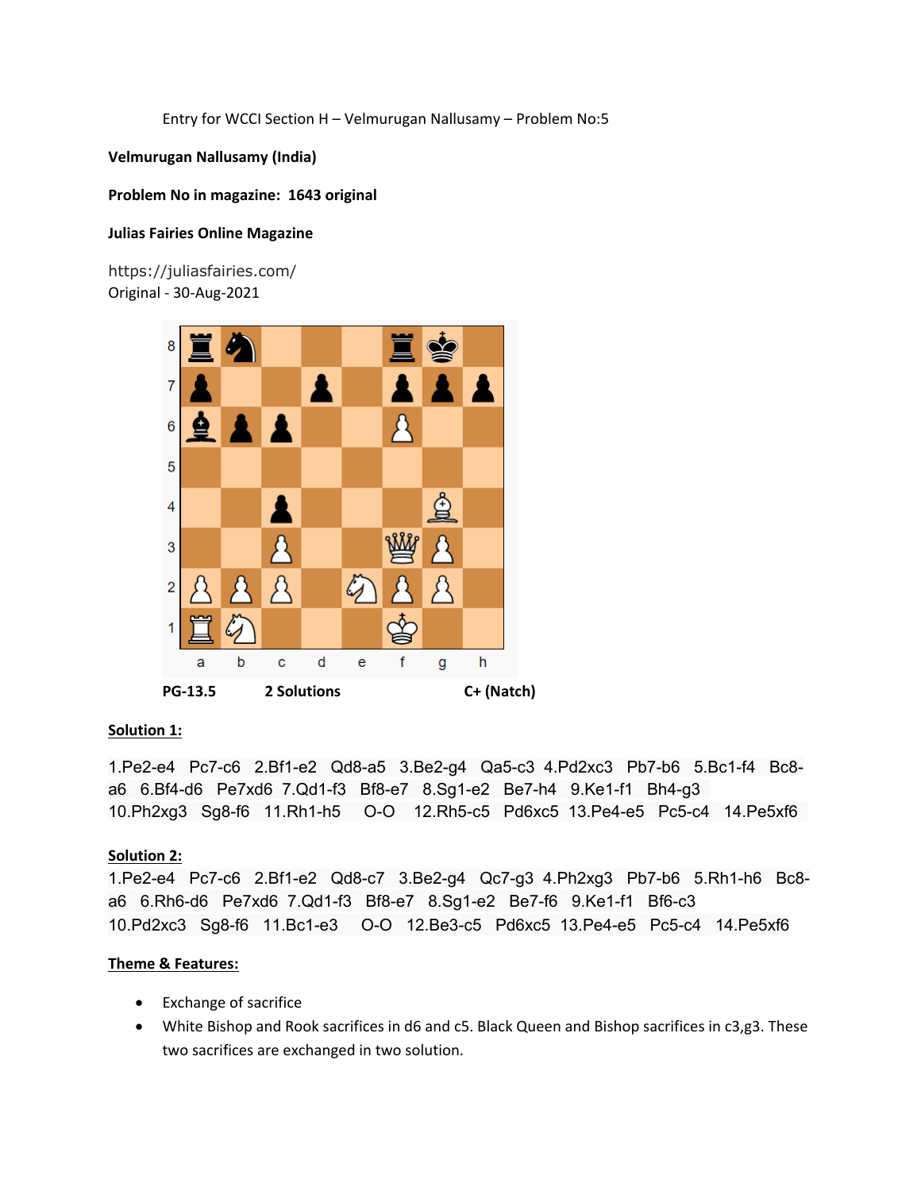Entry for WCCI Section H – Velmurugan Nallusamy – Problem No:5

**Velmurugan Nallusamy (India)**

**Problem No in magazine: 1643 original**

**Julias Fairies Online Magazine**

https://juliasfairies.com/
Original - 30-Aug-2021

**PG-13.5** **2 Solutions** **C+ (Natch)**

**Solution 1:**

1.Pe2-e4 Pc7-c6 2.Bf1-e2 Qd8-a5 3.Be2-g4 Qa5-c3 4.Pd2xc3 Pb7-b6 5.Bc1-f4 Bc8-a6 6.Bf4-d6 Pe7xd6 7.Qd1-f3 Bf8-e7 8.Sg1-e2 Be7-h4 9.Ke1-f1 Bh4-g3 10.Ph2xg3 Sg8-f6 11.Rh1-h5 O-O 12.Rh5-c5 Pd6xc5 13.Pe4-e5 Pc5-c4 14.Pe5xf6

**Solution 2:**

1.Pe2-e4 Pc7-c6 2.Bf1-e2 Qd8-c7 3.Be2-g4 Qc7-g3 4.Ph2xg3 Pb7-b6 5.Rh1-h6 Bc8-a6 6.Rh6-d6 Pe7xd6 7.Qd1-f3 Bf8-e7 8.Sg1-e2 Be7-f6 9.Ke1-f1 Bf6-c3 10.Pd2xc3 Sg8-f6 11.Bc1-e3 O-O 12.Be3-c5 Pd6xc5 13.Pe4-e5 Pc5-c4 14.Pe5xf6

**Theme & Features:**

- Exchange of sacrifice
- White Bishop and Rook sacrifices in d6 and c5. Black Queen and Bishop sacrifices in c3,g3. These two sacrifices are exchanged in two solution.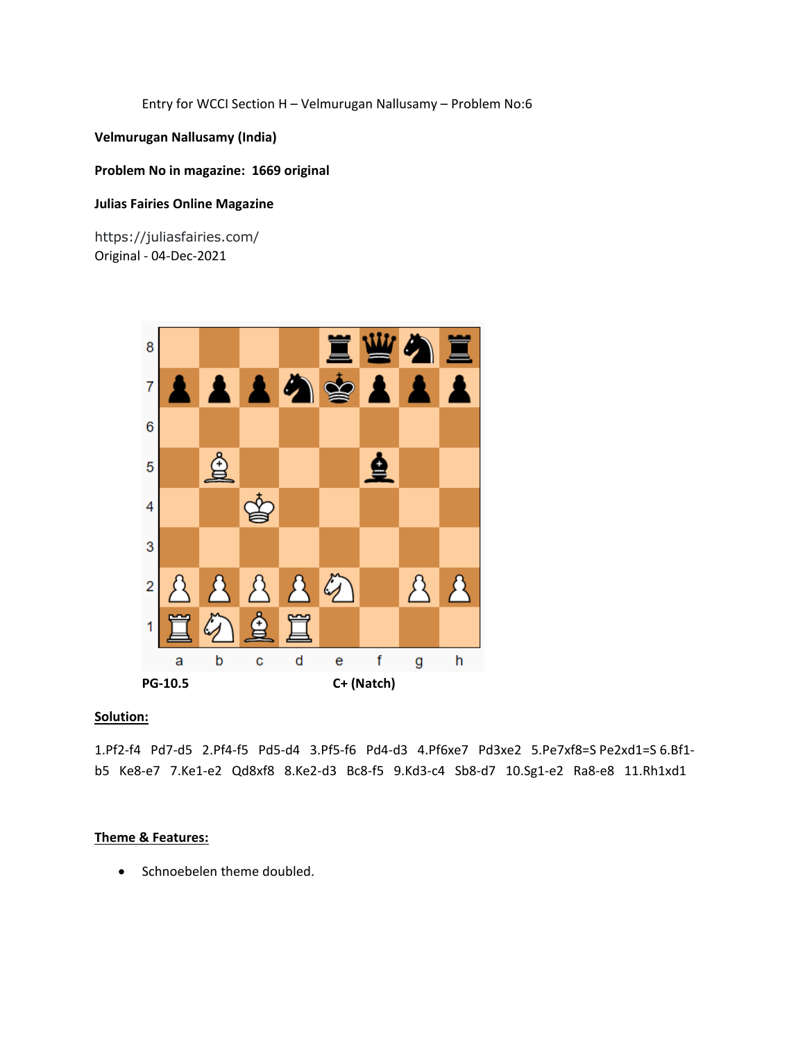Entry for WCCI Section H – Velmurugan Nallusamy – Problem No:6

**Velmurugan Nallusamy (India)**

**Problem No in magazine: 1669 original**

**Julias Fairies Online Magazine**

https://juliasfairies.com/
Original - 04-Dec-2021

**PG-10.5** **C+ (Natch)**

**Solution:**

1.Pf2-f4 Pd7-d5 2.Pf4-f5 Pd5-d4 3.Pf5-f6 Pd4-d3 4.Pf6xe7 Pd3xe2 5.Pe7xf8=S Pe2xd1=S 6.Bf1-b5 Ke8-e7 7.Ke1-e2 Qd8xf8 8.Ke2-d3 Bc8-f5 9.Kd3-c4 Sb8-d7 10.Sg1-e2 Ra8-e8 11.Rh1xd1

**Theme & Features:**

- Schnoebelen theme doubled.